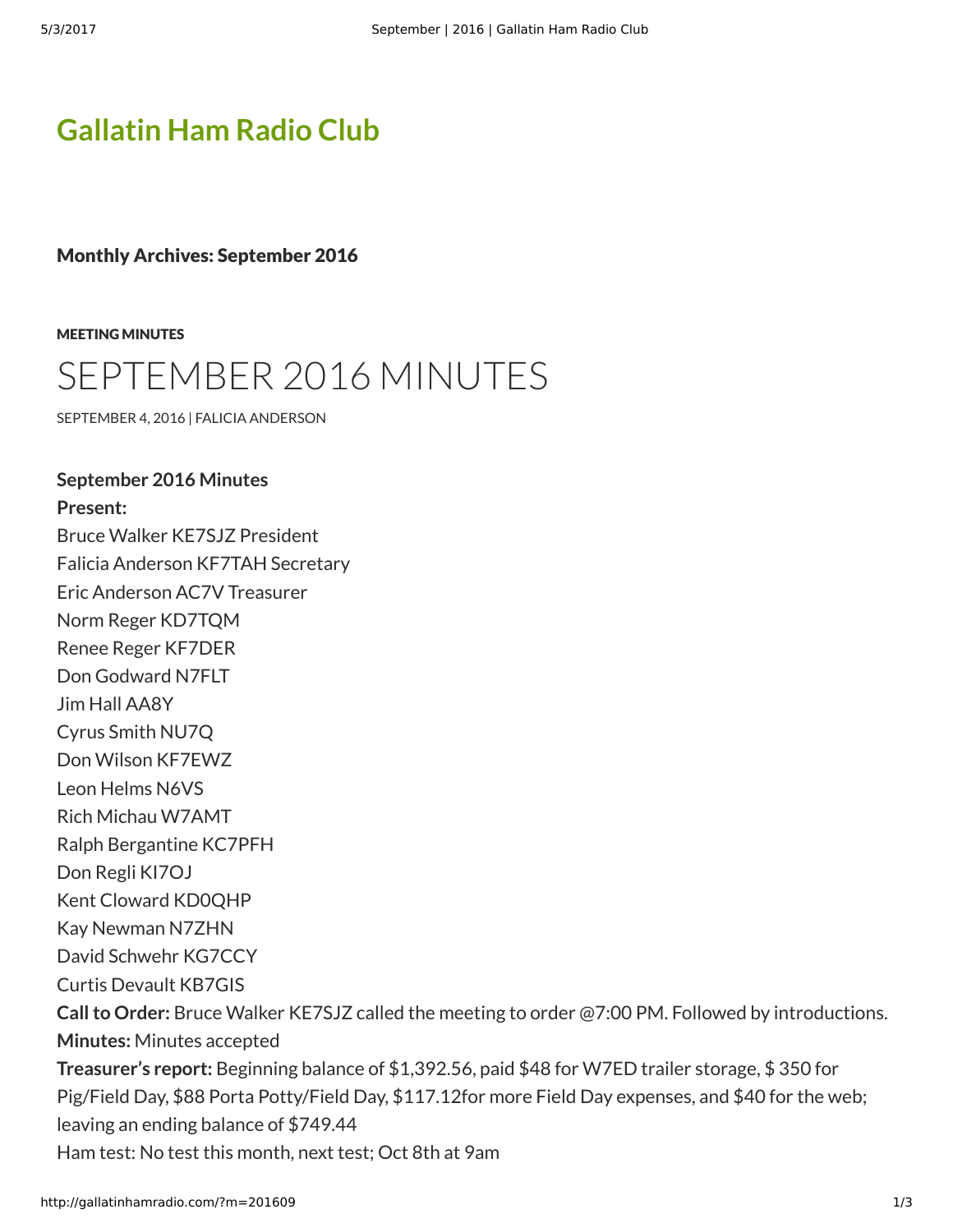# Gallatin Ham Radio Club

### Monthly Archives: September 2016

MEETING MINUTES

## SEPTEMBER 2016 MINUTES

SEPTEMBER 4, 2016 | FALICIA ANDERSON

**September 2016 Minutes**

**Present:**

Bruce Walker KE7SJZ President
Falicia Anderson KF7TAH Secretary
Eric Anderson AC7V Treasurer
Norm Reger KD7TQM
Renee Reger KF7DER
Don Godward N7FLT
Jim Hall AA8Y
Cyrus Smith NU7Q
Don Wilson KF7EWZ
Leon Helms N6VS
Rich Michau W7AMT
Ralph Bergantine KC7PFH
Don Regli KI7OJ
Kent Cloward KD0QHP
Kay Newman N7ZHN
David Schwehr KG7CCY
Curtis Devault KB7GIS

**Call to Order:** Bruce Walker KE7SJZ called the meeting to order @7:00 PM. Followed by introductions.

**Minutes:** Minutes accepted

**Treasurer's report:** Beginning balance of $1,392.56, paid $48 for W7ED trailer storage, $ 350 for Pig/Field Day, $88 Porta Potty/Field Day, $117.12for more Field Day expenses, and $40 for the web; leaving an ending balance of $749.44

Ham test: No test this month, next test; Oct 8th at 9am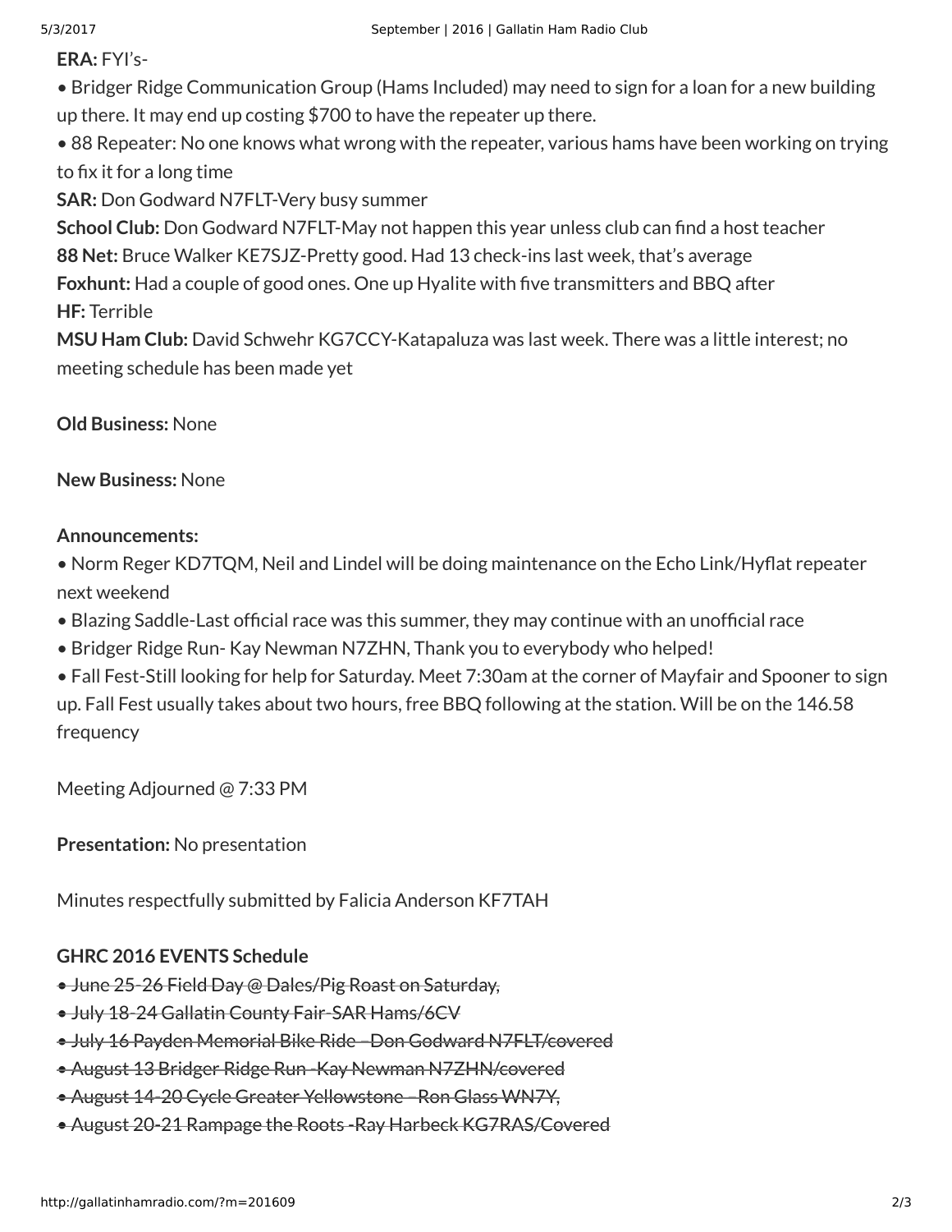**ERA:** FYI's-

- Bridger Ridge Communication Group (Hams Included) may need to sign for a loan for a new building up there. It may end up costing $700 to have the repeater up there.
- 88 Repeater: No one knows what wrong with the repeater, various hams have been working on trying to fix it for a long time

**SAR:** Don Godward N7FLT-Very busy summer

**School Club:** Don Godward N7FLT-May not happen this year unless club can find a host teacher

**88 Net:** Bruce Walker KE7SJZ-Pretty good. Had 13 check-ins last week, that's average

**Foxhunt:** Had a couple of good ones. One up Hyalite with five transmitters and BBQ after

**HF:** Terrible

**MSU Ham Club:** David Schwehr KG7CCY-Katapaluza was last week. There was a little interest; no meeting schedule has been made yet

**Old Business:** None

**New Business:** None

**Announcements:**

- Norm Reger KD7TQM, Neil and Lindel will be doing maintenance on the Echo Link/Hyflat repeater next weekend
- Blazing Saddle-Last official race was this summer, they may continue with an unofficial race
- Bridger Ridge Run- Kay Newman N7ZHN, Thank you to everybody who helped!
- Fall Fest-Still looking for help for Saturday. Meet 7:30am at the corner of Mayfair and Spooner to sign up. Fall Fest usually takes about two hours, free BBQ following at the station. Will be on the 146.58 frequency

Meeting Adjourned @ 7:33 PM

**Presentation:** No presentation

Minutes respectfully submitted by Falicia Anderson KF7TAH

**GHRC 2016 EVENTS Schedule**

- ~~June 25-26 Field Day @ Dales/Pig Roast on Saturday,~~
- ~~July 18-24 Gallatin County Fair-SAR Hams/6CV~~
- ~~July 16 Payden Memorial Bike Ride –Don Godward N7FLT/covered~~
- ~~August 13 Bridger Ridge Run -Kay Newman N7ZHN/covered~~
- ~~August 14-20 Cycle Greater Yellowstone –Ron Glass WN7Y,~~
- ~~August 20-21 Rampage the Roots -Ray Harbeck KG7RAS/Covered~~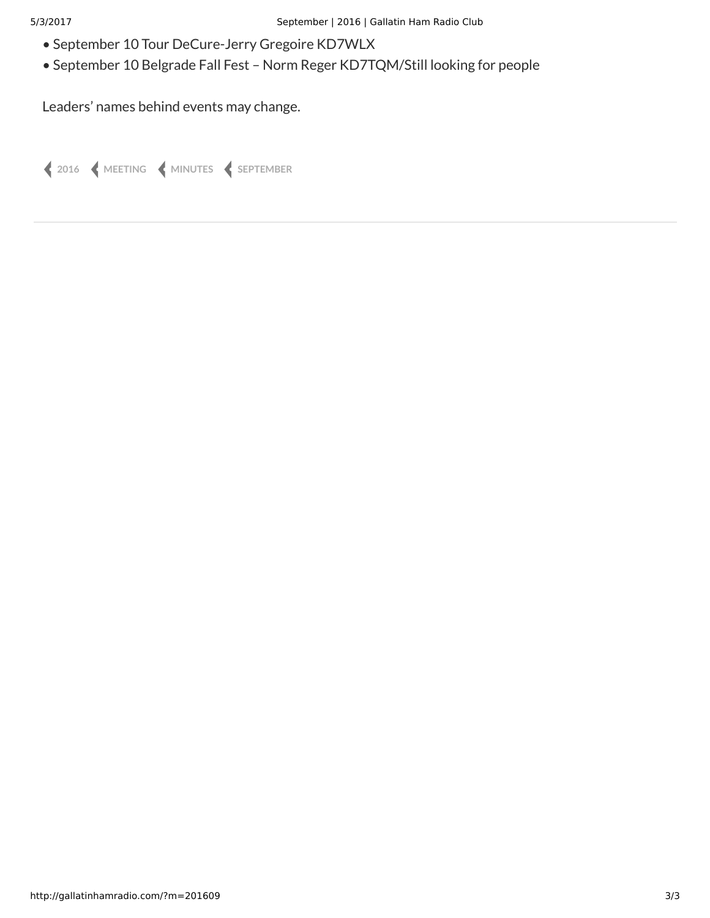- September 10 Tour DeCure-Jerry Gregoire KD7WLX
- September 10 Belgrade Fall Fest – Norm Reger KD7TQM/Still looking for people

Leaders' names behind events may change.

2016 MEETING MINUTES SEPTEMBER